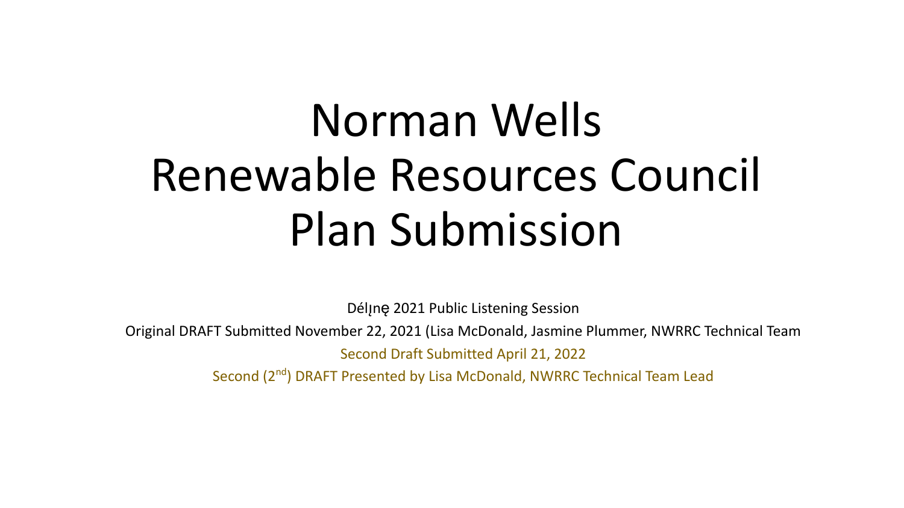# Norman Wells Renewable Resources Council Plan Submission

Délı̨nę 2021 Public Listening Session

Original DRAFT Submitted November 22, 2021 (Lisa McDonald, Jasmine Plummer, NWRRC Technical Team

Second Draft Submitted April 21, 2022

Second (2nd) DRAFT Presented by Lisa McDonald, NWRRC Technical Team Lead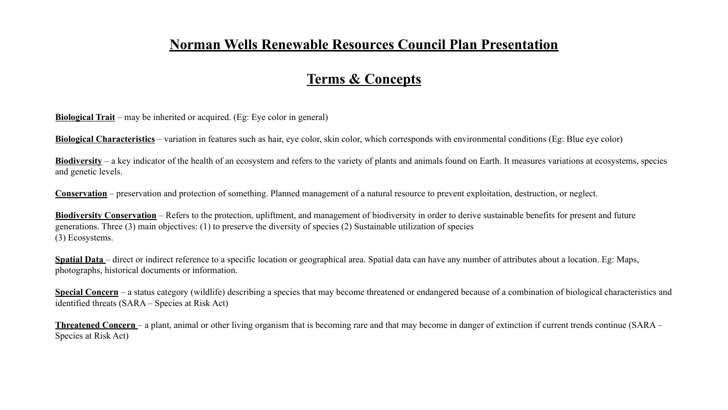# Norman Wells Renewable Resources Council Plan Presentation

## Terms & Concepts

**Biological Trait** – may be inherited or acquired. (Eg: Eye color in general)

**Biological Characteristics** – variation in features such as hair, eye color, skin color, which corresponds with environmental conditions (Eg: Blue eye color)

**Biodiversity** – a key indicator of the health of an ecosystem and refers to the variety of plants and animals found on Earth. It measures variations at ecosystems, species and genetic levels.

**Conservation** – preservation and protection of something. Planned management of a natural resource to prevent exploitation, destruction, or neglect.

**Biodiversity Conservation** – Refers to the protection, upliftment, and management of biodiversity in order to derive sustainable benefits for present and future generations. Three (3) main objectives: (1) to preserve the diversity of species (2) Sustainable utilization of species
(3) Ecosystems.

**Spatial Data** – direct or indirect reference to a specific location or geographical area. Spatial data can have any number of attributes about a location. Eg: Maps, photographs, historical documents or information.

**Special Concern** – a status category (wildlife) describing a species that may become threatened or endangered because of a combination of biological characteristics and identified threats (SARA – Species at Risk Act)

**Threatened Concern** – a plant, animal or other living organism that is becoming rare and that may become in danger of extinction if current trends continue (SARA – Species at Risk Act)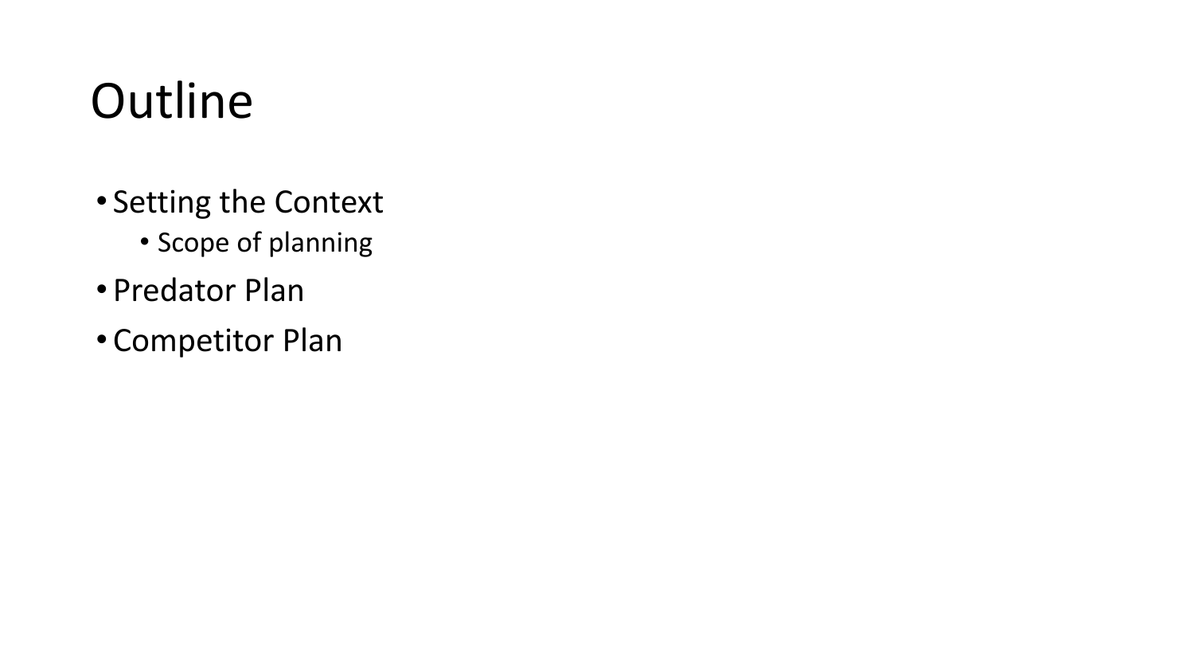# Outline

- Setting the Context
  - Scope of planning
- Predator Plan
- Competitor Plan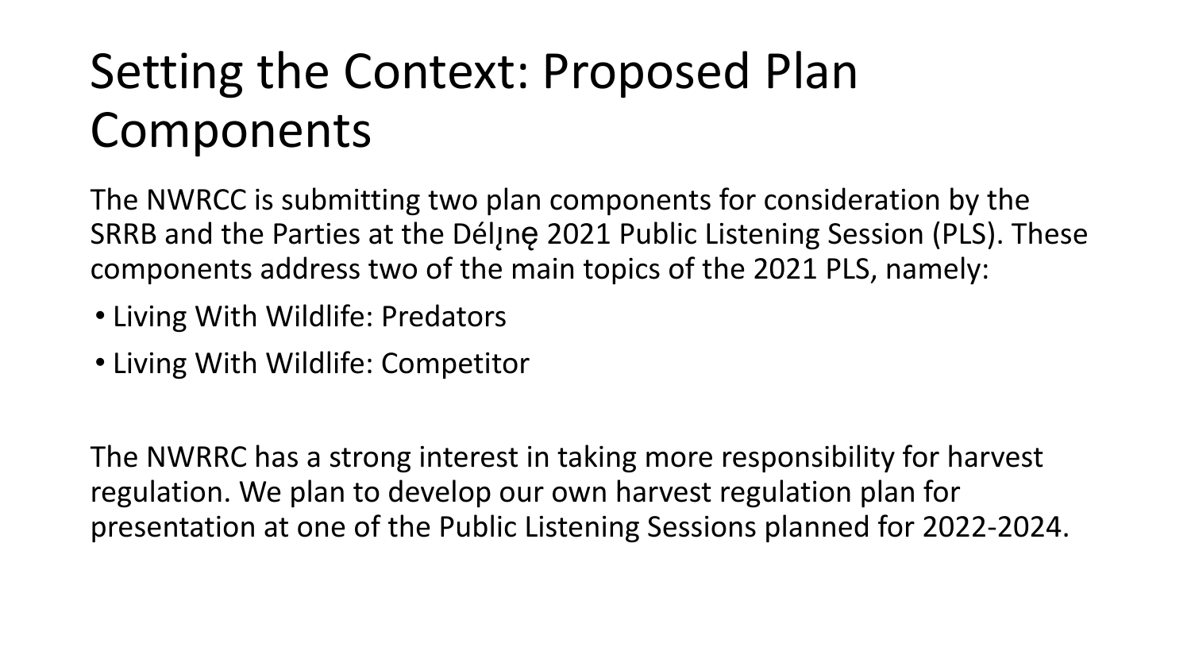# Setting the Context: Proposed Plan Components

The NWRCC is submitting two plan components for consideration by the SRRB and the Parties at the Délı̨nę 2021 Public Listening Session (PLS). These components address two of the main topics of the 2021 PLS, namely:

- Living With Wildlife: Predators
- Living With Wildlife: Competitor

The NWRRC has a strong interest in taking more responsibility for harvest regulation. We plan to develop our own harvest regulation plan for presentation at one of the Public Listening Sessions planned for 2022-2024.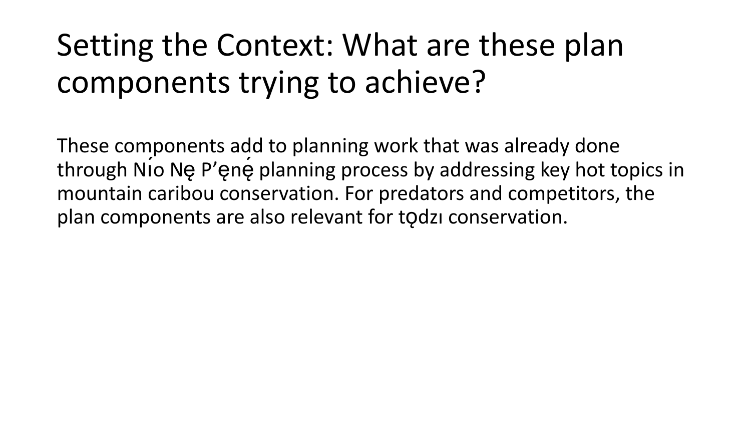# Setting the Context: What are these plan components trying to achieve?

These components add to planning work that was already done through Nı́o Nę P'ęnę́ planning process by addressing key hot topics in mountain caribou conservation. For predators and competitors, the plan components are also relevant for tǫdzı conservation.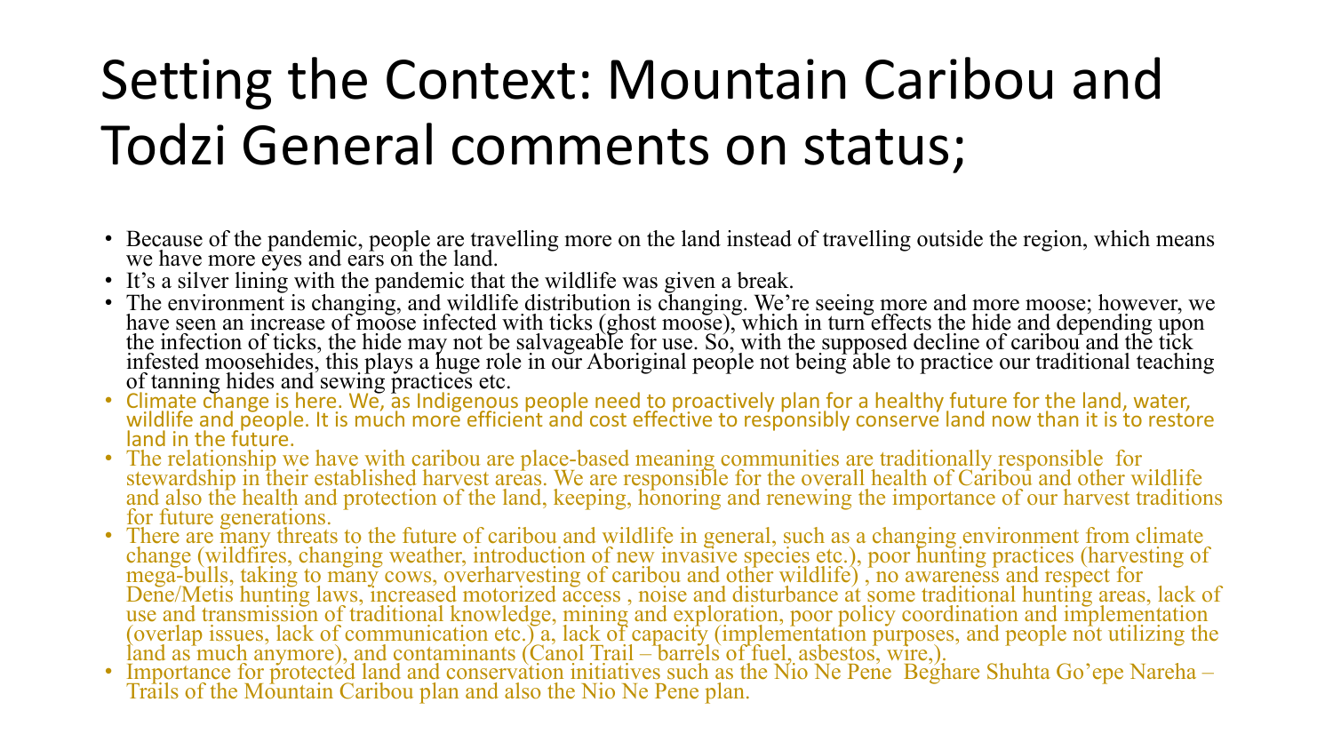# Setting the Context: Mountain Caribou and Todzi General comments on status;

- Because of the pandemic, people are travelling more on the land instead of travelling outside the region, which means we have more eyes and ears on the land.
- It's a silver lining with the pandemic that the wildlife was given a break.
- The environment is changing, and wildlife distribution is changing. We're seeing more and more moose; however, we have seen an increase of moose infected with ticks (ghost moose), which in turn effects the hide and depending upon the infection of ticks, the hide may not be salvageable for use. So, with the supposed decline of caribou and the tick infested moosehides, this plays a huge role in our Aboriginal people not being able to practice our traditional teaching of tanning hides and sewing practices etc.
- Climate change is here. We, as Indigenous people need to proactively plan for a healthy future for the land, water, wildlife and people. It is much more efficient and cost effective to responsibly conserve land now than it is to restore land in the future.
- The relationship we have with caribou are place-based meaning communities are traditionally responsible for stewardship in their established harvest areas. We are responsible for the overall health of Caribou and other wildlife and also the health and protection of the land, keeping, honoring and renewing the importance of our harvest traditions for future generations.
- There are many threats to the future of caribou and wildlife in general, such as a changing environment from climate change (wildfires, changing weather, introduction of new invasive species etc.), poor hunting practices (harvesting of mega-bulls, taking to many cows, overharvesting of caribou and other wildlife) , no awareness and respect for Dene/Metis hunting laws, increased motorized access , noise and disturbance at some traditional hunting areas, lack of use and transmission of traditional knowledge, mining and exploration, poor policy coordination and implementation (overlap issues, lack of communication etc.) a, lack of capacity (implementation purposes, and people not utilizing the land as much anymore), and contaminants (Canol Trail – barrels of fuel, asbestos, wire,).
- Importance for protected land and conservation initiatives such as the Nio Ne Pene Beghare Shuhta Go'epe Nareha – Trails of the Mountain Caribou plan and also the Nio Ne Pene plan.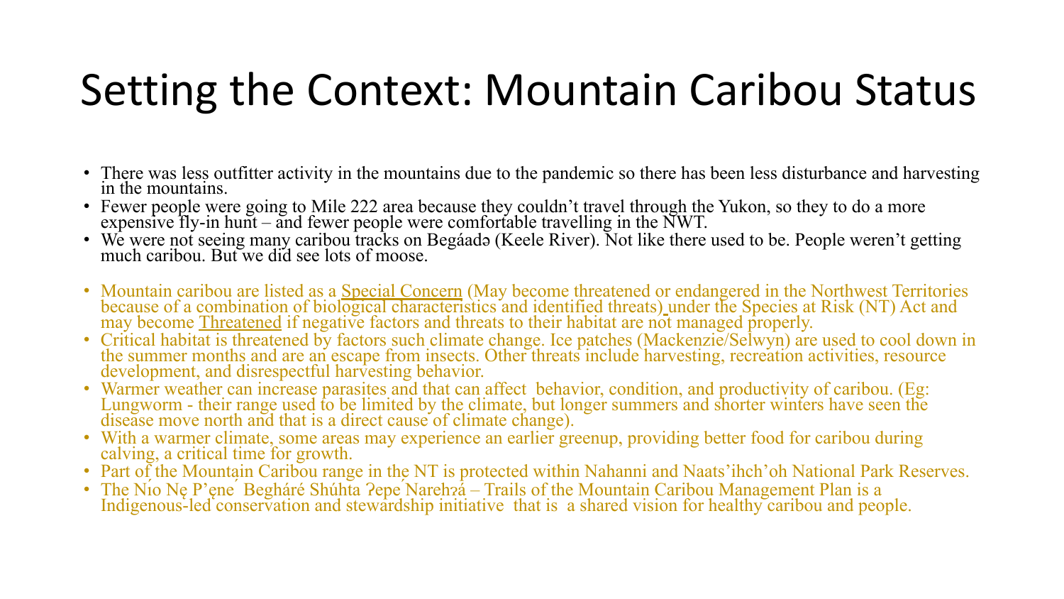# Setting the Context: Mountain Caribou Status

- There was less outfitter activity in the mountains due to the pandemic so there has been less disturbance and harvesting in the mountains.
- Fewer people were going to Mile 222 area because they couldn't travel through the Yukon, so they to do a more expensive fly-in hunt – and fewer people were comfortable travelling in the NWT.
- We were not seeing many caribou tracks on Begáadə (Keele River). Not like there used to be. People weren't getting much caribou. But we did see lots of moose.

- Mountain caribou are listed as a Special Concern (May become threatened or endangered in the Northwest Territories because of a combination of biological characteristics and identified threats) under the Species at Risk (NT) Act and may become Threatened if negative factors and threats to their habitat are not managed properly.
- Critical habitat is threatened by factors such climate change. Ice patches (Mackenzie/Selwyn) are used to cool down in the summer months and are an escape from insects. Other threats include harvesting, recreation activities, resource development, and disrespectful harvesting behavior.
- Warmer weather can increase parasites and that can affect behavior, condition, and productivity of caribou. (Eg: Lungworm - their range used to be limited by the climate, but longer summers and shorter winters have seen the disease move north and that is a direct cause of climate change).
- With a warmer climate, some areas may experience an earlier greenup, providing better food for caribou during calving, a critical time for growth.
- Part of the Mountain Caribou range in the NT is protected within Nahanni and Naats'ihch'oh National Park Reserves.
- The Ni̒o Nę P'ęne̒ Begháré Shúhta ʔepe̒ Narehʔá – Trails of the Mountain Caribou Management Plan is a Indigenous-led conservation and stewardship initiative that is a shared vision for healthy caribou and people.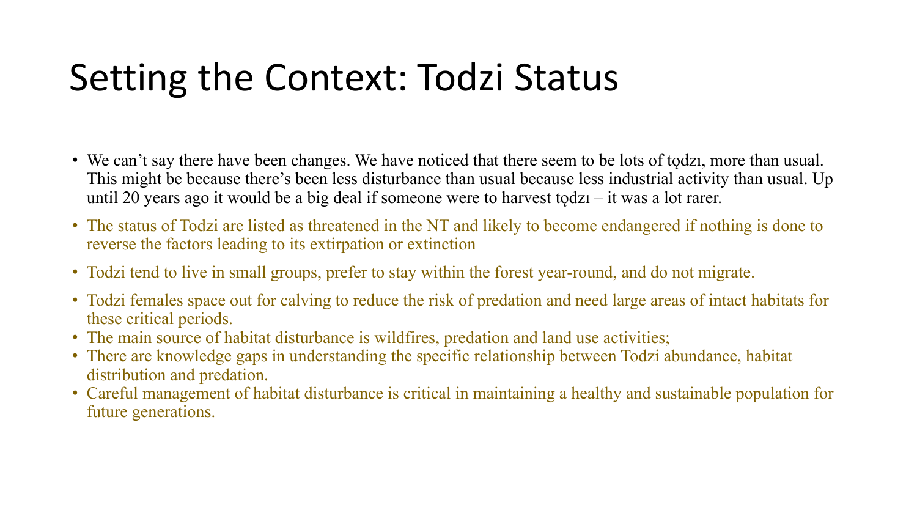# Setting the Context: Todzi Status

- We can't say there have been changes. We have noticed that there seem to be lots of tǫdzı, more than usual. This might be because there's been less disturbance than usual because less industrial activity than usual. Up until 20 years ago it would be a big deal if someone were to harvest tǫdzı – it was a lot rarer.
- The status of Todzi are listed as threatened in the NT and likely to become endangered if nothing is done to reverse the factors leading to its extirpation or extinction
- Todzi tend to live in small groups, prefer to stay within the forest year-round, and do not migrate.
- Todzi females space out for calving to reduce the risk of predation and need large areas of intact habitats for these critical periods.
- The main source of habitat disturbance is wildfires, predation and land use activities;
- There are knowledge gaps in understanding the specific relationship between Todzi abundance, habitat distribution and predation.
- Careful management of habitat disturbance is critical in maintaining a healthy and sustainable population for future generations.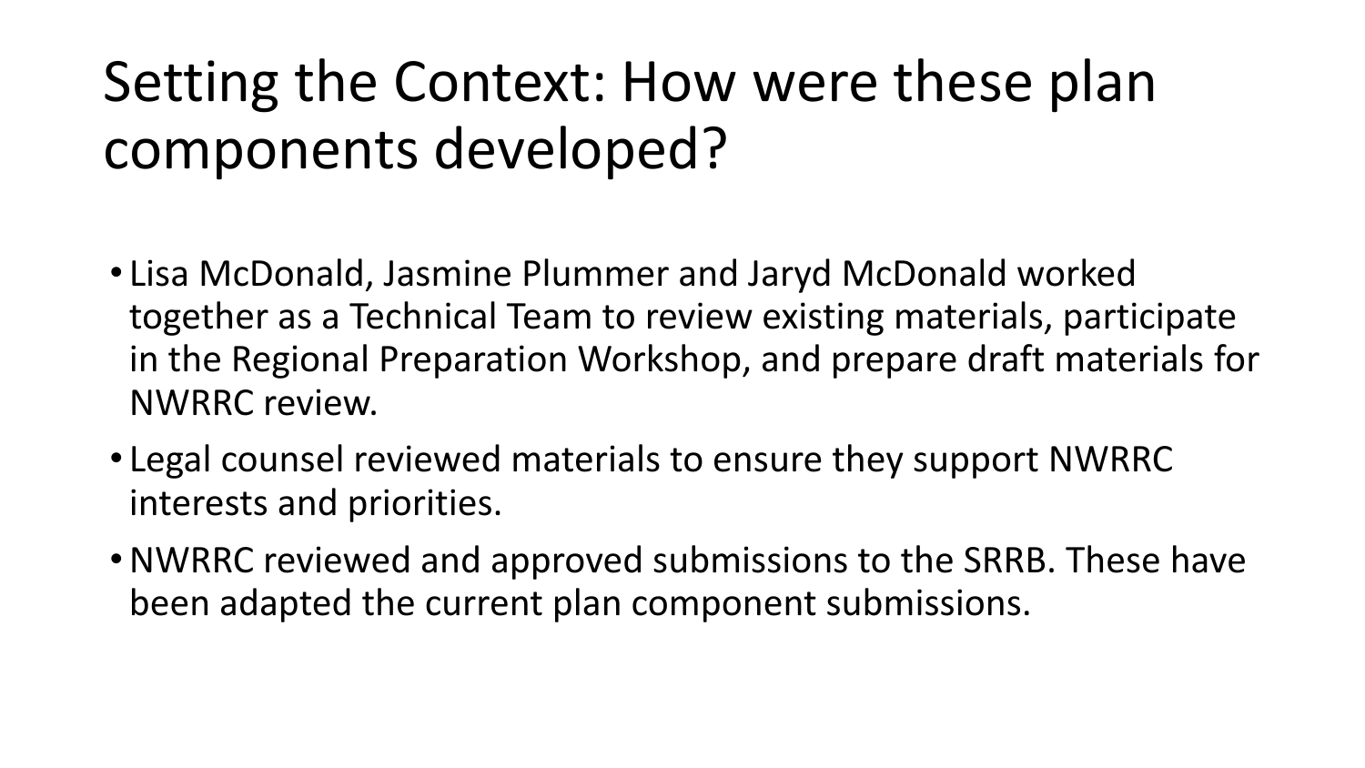# Setting the Context: How were these plan components developed?

- Lisa McDonald, Jasmine Plummer and Jaryd McDonald worked together as a Technical Team to review existing materials, participate in the Regional Preparation Workshop, and prepare draft materials for NWRRC review.
- Legal counsel reviewed materials to ensure they support NWRRC interests and priorities.
- NWRRC reviewed and approved submissions to the SRRB. These have been adapted the current plan component submissions.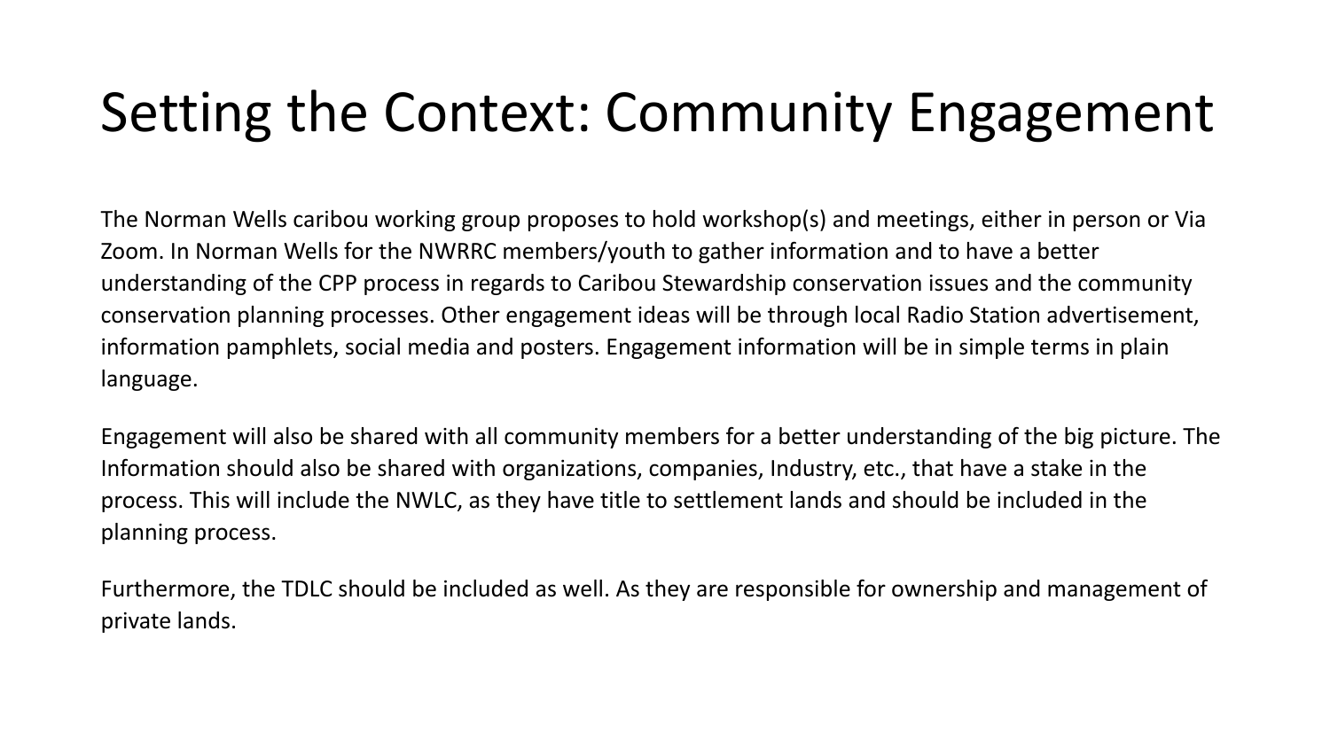# Setting the Context: Community Engagement

The Norman Wells caribou working group proposes to hold workshop(s) and meetings, either in person or Via Zoom. In Norman Wells for the NWRRC members/youth to gather information and to have a better understanding of the CPP process in regards to Caribou Stewardship conservation issues and the community conservation planning processes. Other engagement ideas will be through local Radio Station advertisement, information pamphlets, social media and posters. Engagement information will be in simple terms in plain language.

Engagement will also be shared with all community members for a better understanding of the big picture. The Information should also be shared with organizations, companies, Industry, etc., that have a stake in the process. This will include the NWLC, as they have title to settlement lands and should be included in the planning process.

Furthermore, the TDLC should be included as well. As they are responsible for ownership and management of private lands.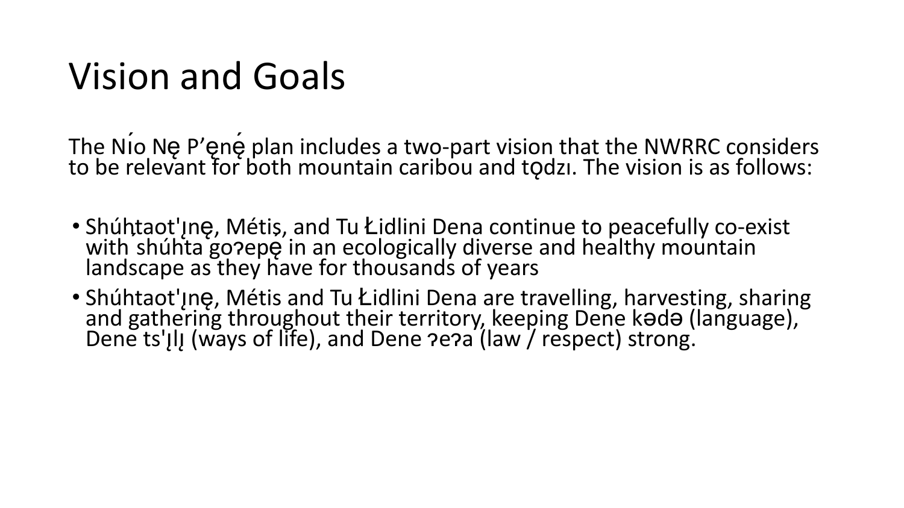# Vision and Goals

The Nı́o Nę P'ęnę́ plan includes a two-part vision that the NWRRC considers to be relevant for both mountain caribou and tǫdzı. The vision is as follows:

- Shúhtaot'ı̨nę, Métis, and Tu Łidlini Dena continue to peacefully co-exist with shúhta goɂepę in an ecologically diverse and healthy mountain landscape as they have for thousands of years
- Shúhtaot'ı̨nę, Métis and Tu Łidlini Dena are travelling, harvesting, sharing and gathering throughout their territory, keeping Dene kədə (language), Dene ts'ı̨lı̨ (ways of life), and Dene ɂeɂa (law / respect) strong.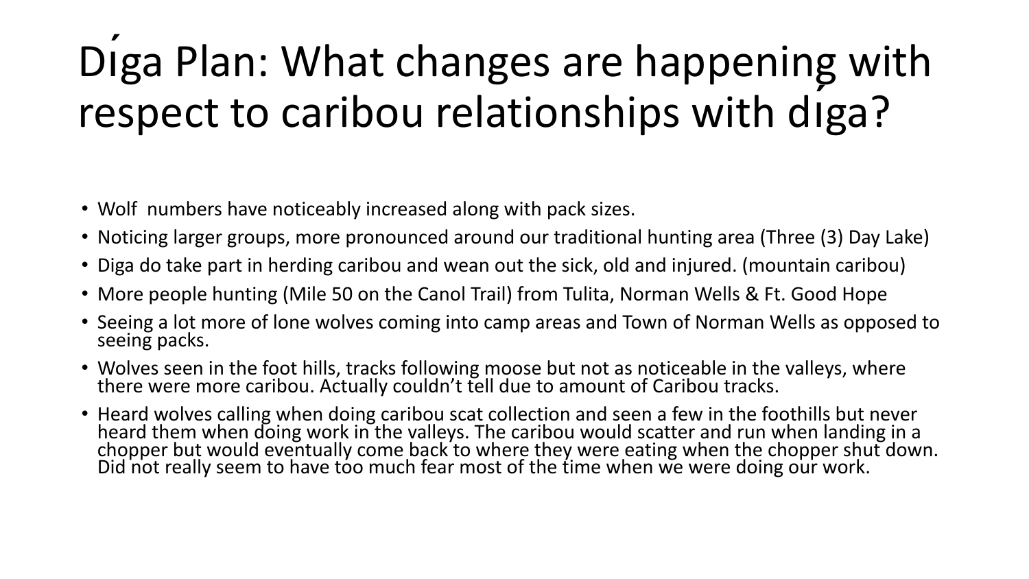# Dı́ga Plan: What changes are happening with respect to caribou relationships with dı́ga?

- Wolf numbers have noticeably increased along with pack sizes.
- Noticing larger groups, more pronounced around our traditional hunting area (Three (3) Day Lake)
- Diga do take part in herding caribou and wean out the sick, old and injured. (mountain caribou)
- More people hunting (Mile 50 on the Canol Trail) from Tulita, Norman Wells & Ft. Good Hope
- Seeing a lot more of lone wolves coming into camp areas and Town of Norman Wells as opposed to seeing packs.
- Wolves seen in the foot hills, tracks following moose but not as noticeable in the valleys, where there were more caribou. Actually couldn't tell due to amount of Caribou tracks.
- Heard wolves calling when doing caribou scat collection and seen a few in the foothills but never heard them when doing work in the valleys. The caribou would scatter and run when landing in a chopper but would eventually come back to where they were eating when the chopper shut down. Did not really seem to have too much fear most of the time when we were doing our work.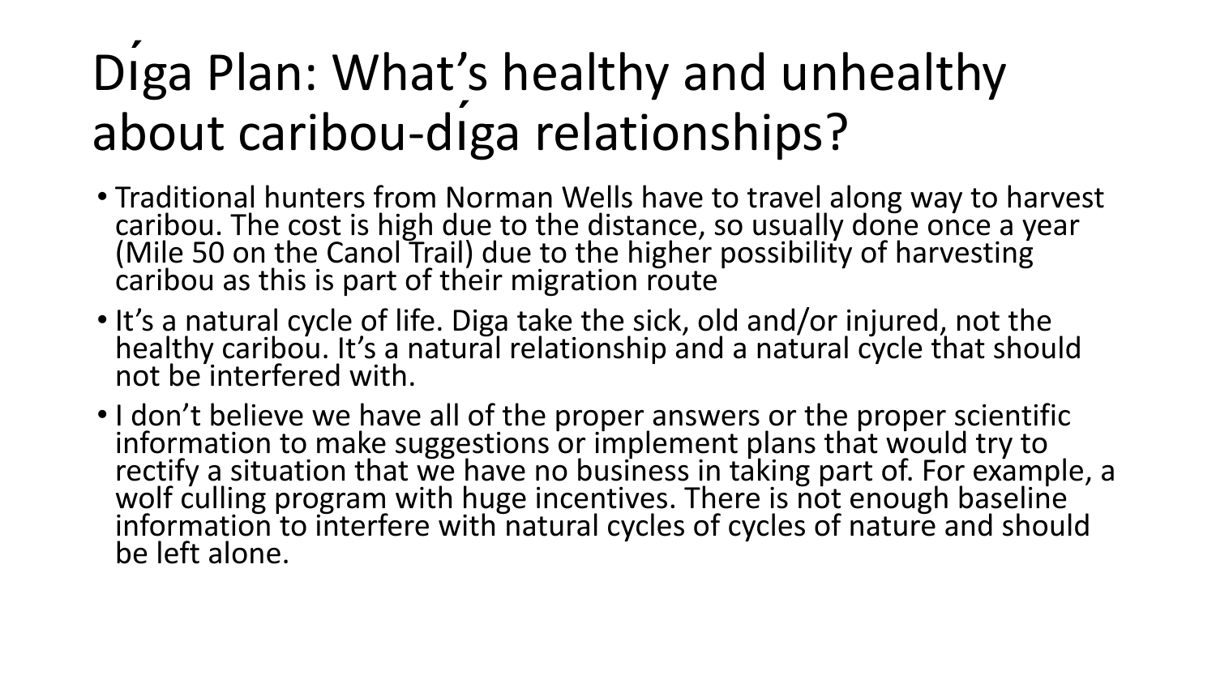# Dı́ga Plan: What's healthy and unhealthy about caribou-dı́ga relationships?

- Traditional hunters from Norman Wells have to travel along way to harvest caribou. The cost is high due to the distance, so usually done once a year (Mile 50 on the Canol Trail) due to the higher possibility of harvesting caribou as this is part of their migration route
- It's a natural cycle of life. Diga take the sick, old and/or injured, not the healthy caribou. It's a natural relationship and a natural cycle that should not be interfered with.
- I don't believe we have all of the proper answers or the proper scientific information to make suggestions or implement plans that would try to rectify a situation that we have no business in taking part of. For example, a wolf culling program with huge incentives. There is not enough baseline information to interfere with natural cycles of cycles of nature and should be left alone.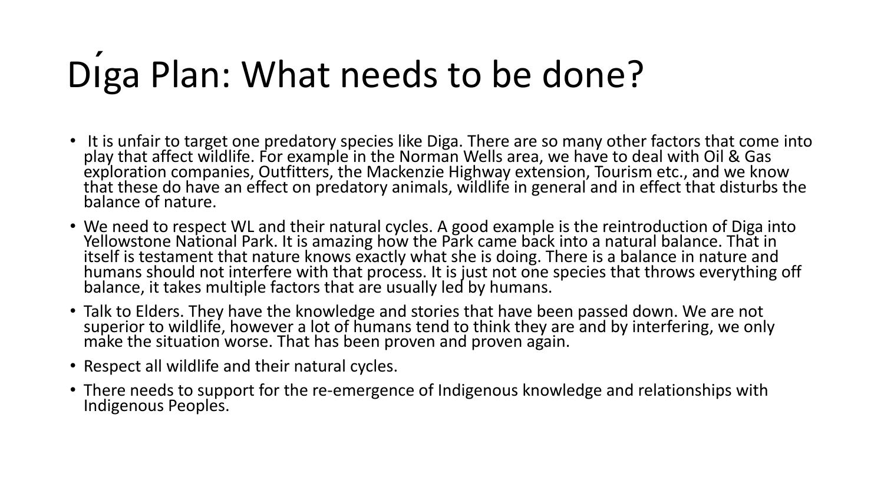# Dı́ga Plan: What needs to be done?

- It is unfair to target one predatory species like Diga. There are so many other factors that come into play that affect wildlife. For example in the Norman Wells area, we have to deal with Oil & Gas exploration companies, Outfitters, the Mackenzie Highway extension, Tourism etc., and we know that these do have an effect on predatory animals, wildlife in general and in effect that disturbs the balance of nature.
- We need to respect WL and their natural cycles. A good example is the reintroduction of Diga into Yellowstone National Park. It is amazing how the Park came back into a natural balance. That in itself is testament that nature knows exactly what she is doing. There is a balance in nature and humans should not interfere with that process. It is just not one species that throws everything off balance, it takes multiple factors that are usually led by humans.
- Talk to Elders. They have the knowledge and stories that have been passed down. We are not superior to wildlife, however a lot of humans tend to think they are and by interfering, we only make the situation worse. That has been proven and proven again.
- Respect all wildlife and their natural cycles.
- There needs to support for the re-emergence of Indigenous knowledge and relationships with Indigenous Peoples.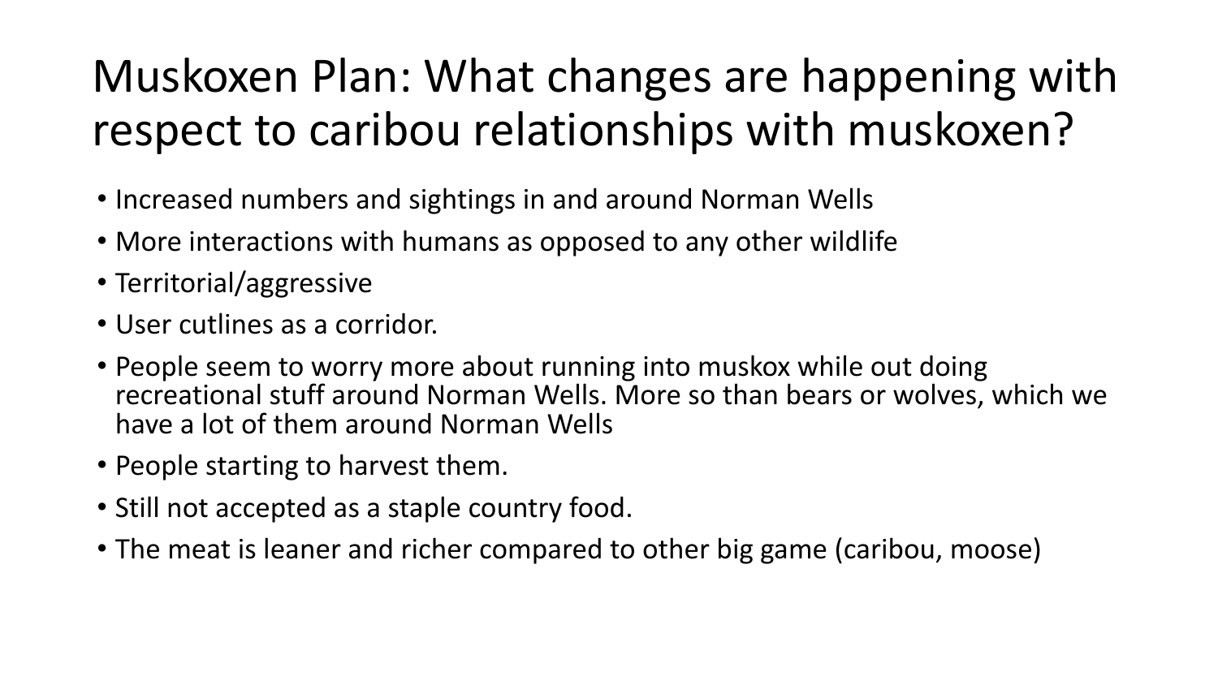# Muskoxen Plan: What changes are happening with respect to caribou relationships with muskoxen?

- Increased numbers and sightings in and around Norman Wells
- More interactions with humans as opposed to any other wildlife
- Territorial/aggressive
- User cutlines as a corridor.
- People seem to worry more about running into muskox while out doing recreational stuff around Norman Wells. More so than bears or wolves, which we have a lot of them around Norman Wells
- People starting to harvest them.
- Still not accepted as a staple country food.
- The meat is leaner and richer compared to other big game (caribou, moose)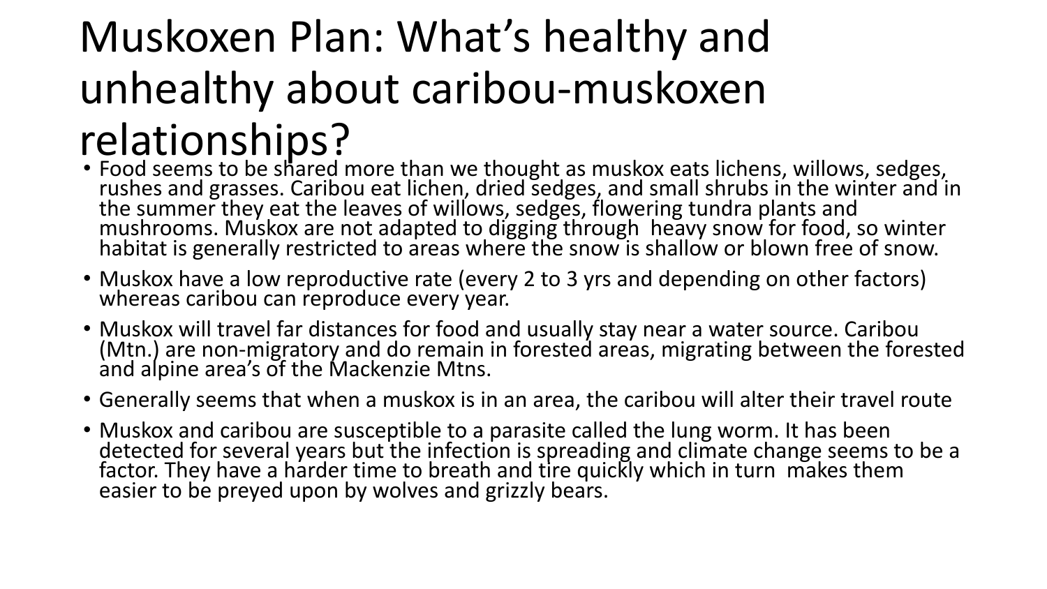# Muskoxen Plan: What's healthy and unhealthy about caribou-muskoxen relationships?

- Food seems to be shared more than we thought as muskox eats lichens, willows, sedges, rushes and grasses. Caribou eat lichen, dried sedges, and small shrubs in the winter and in the summer they eat the leaves of willows, sedges, flowering tundra plants and mushrooms. Muskox are not adapted to digging through heavy snow for food, so winter habitat is generally restricted to areas where the snow is shallow or blown free of snow.
- Muskox have a low reproductive rate (every 2 to 3 yrs and depending on other factors) whereas caribou can reproduce every year.
- Muskox will travel far distances for food and usually stay near a water source. Caribou (Mtn.) are non-migratory and do remain in forested areas, migrating between the forested and alpine area's of the Mackenzie Mtns.
- Generally seems that when a muskox is in an area, the caribou will alter their travel route
- Muskox and caribou are susceptible to a parasite called the lung worm. It has been detected for several years but the infection is spreading and climate change seems to be a factor. They have a harder time to breath and tire quickly which in turn makes them easier to be preyed upon by wolves and grizzly bears.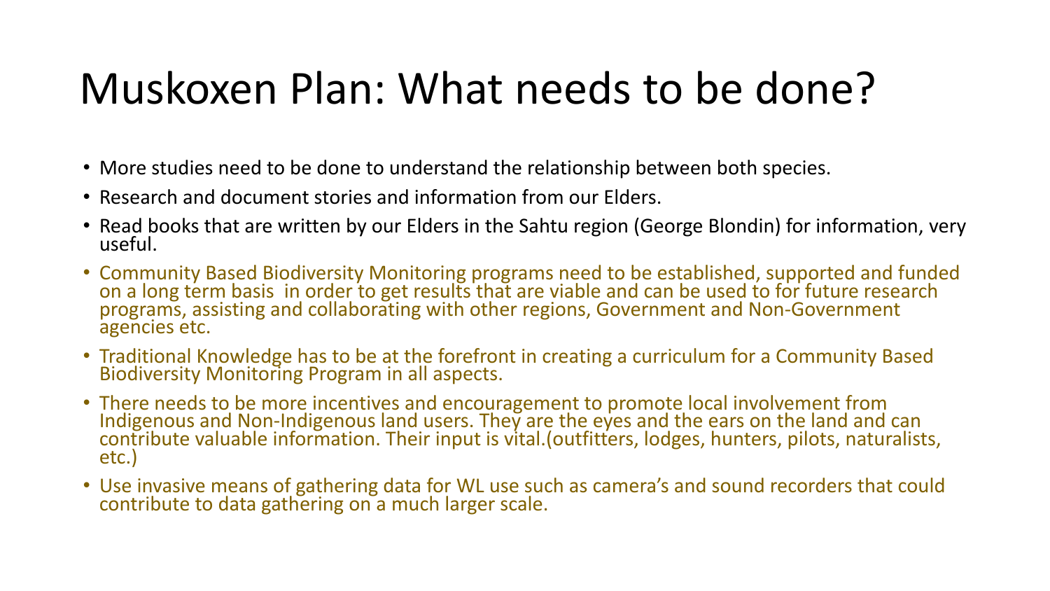# Muskoxen Plan: What needs to be done?

- More studies need to be done to understand the relationship between both species.
- Research and document stories and information from our Elders.
- Read books that are written by our Elders in the Sahtu region (George Blondin) for information, very useful.
- Community Based Biodiversity Monitoring programs need to be established, supported and funded on a long term basis in order to get results that are viable and can be used to for future research programs, assisting and collaborating with other regions, Government and Non-Government agencies etc.
- Traditional Knowledge has to be at the forefront in creating a curriculum for a Community Based Biodiversity Monitoring Program in all aspects.
- There needs to be more incentives and encouragement to promote local involvement from Indigenous and Non-Indigenous land users. They are the eyes and the ears on the land and can contribute valuable information. Their input is vital.(outfitters, lodges, hunters, pilots, naturalists, etc.)
- Use invasive means of gathering data for WL use such as camera's and sound recorders that could contribute to data gathering on a much larger scale.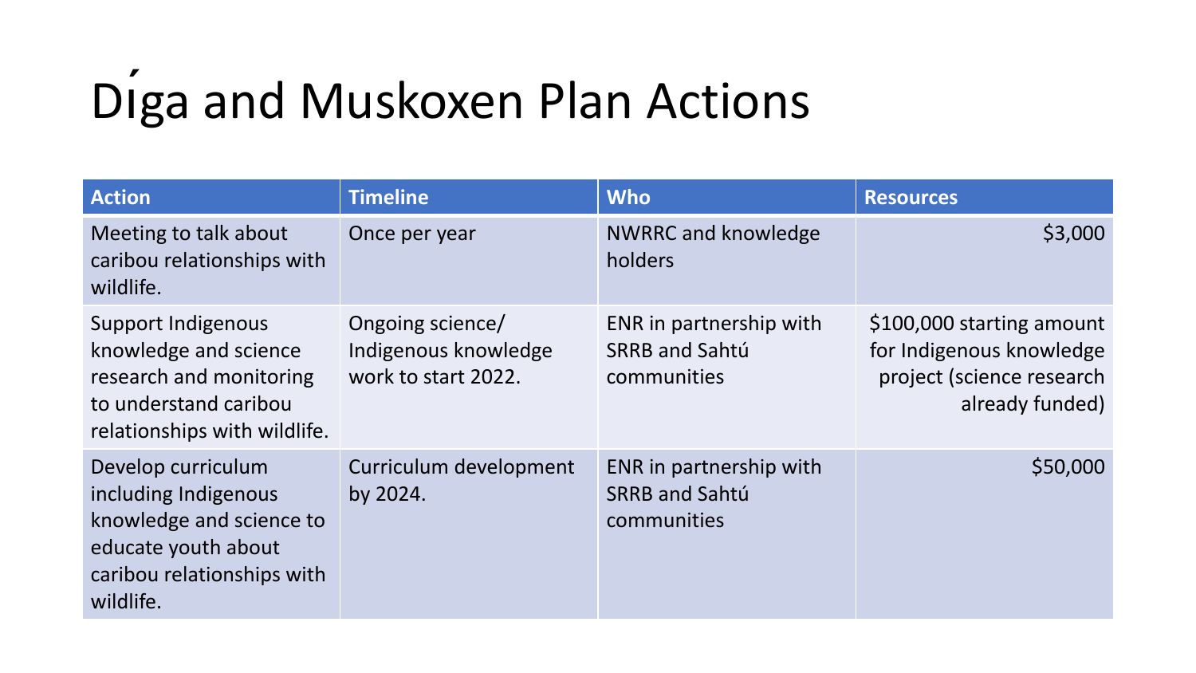# Dı́ga and Muskoxen Plan Actions

| Action | Timeline | Who | Resources |
|---|---|---|---|
| Meeting to talk about caribou relationships with wildlife. | Once per year | NWRRC and knowledge holders | $3,000 |
| Support Indigenous knowledge and science research and monitoring to understand caribou relationships with wildlife. | Ongoing science/ Indigenous knowledge work to start 2022. | ENR in partnership with SRRB and Sahtú communities | $100,000 starting amount for Indigenous knowledge project (science research already funded) |
| Develop curriculum including Indigenous knowledge and science to educate youth about caribou relationships with wildlife. | Curriculum development by 2024. | ENR in partnership with SRRB and Sahtú communities | $50,000 |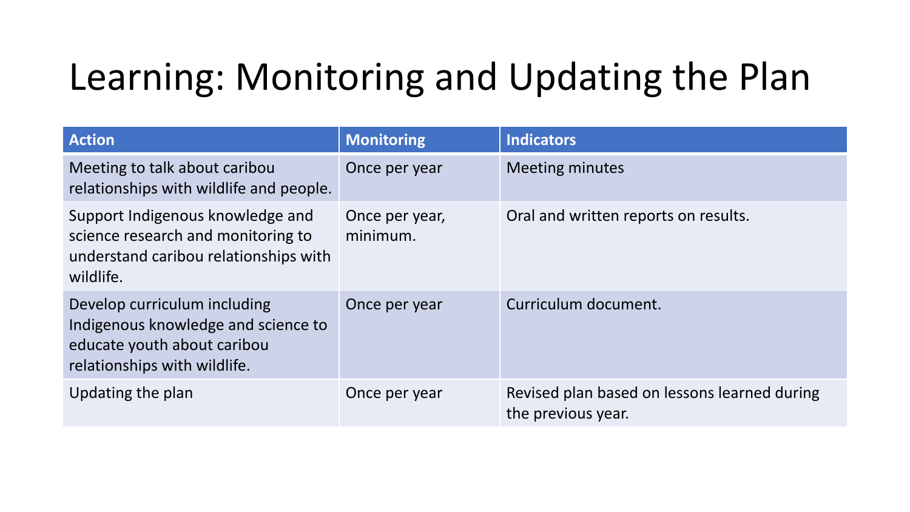# Learning: Monitoring and Updating the Plan

| Action | Monitoring | Indicators |
| --- | --- | --- |
| Meeting to talk about caribou relationships with wildlife and people. | Once per year | Meeting minutes |
| Support Indigenous knowledge and science research and monitoring to understand caribou relationships with wildlife. | Once per year, minimum. | Oral and written reports on results. |
| Develop curriculum including Indigenous knowledge and science to educate youth about caribou relationships with wildlife. | Once per year | Curriculum document. |
| Updating the plan | Once per year | Revised plan based on lessons learned during the previous year. |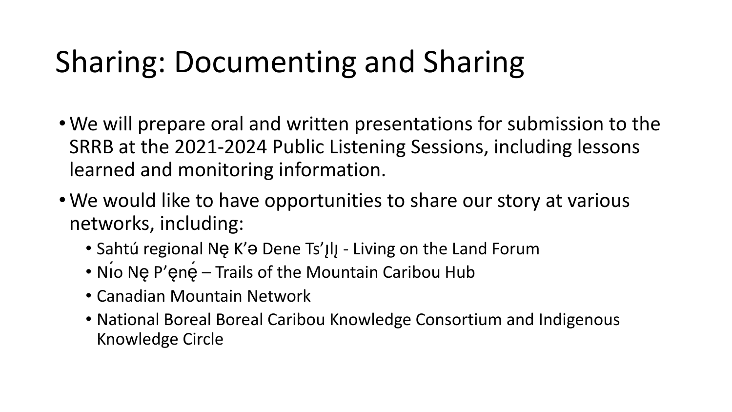# Sharing: Documenting and Sharing

- We will prepare oral and written presentations for submission to the SRRB at the 2021-2024 Public Listening Sessions, including lessons learned and monitoring information.
- We would like to have opportunities to share our story at various networks, including:
  - Sahtú regional Nę K’ə Dene Ts’ı̨lı̨ - Living on the Land Forum
  - Nı́o Nę P’ęnę́ – Trails of the Mountain Caribou Hub
  - Canadian Mountain Network
  - National Boreal Boreal Caribou Knowledge Consortium and Indigenous Knowledge Circle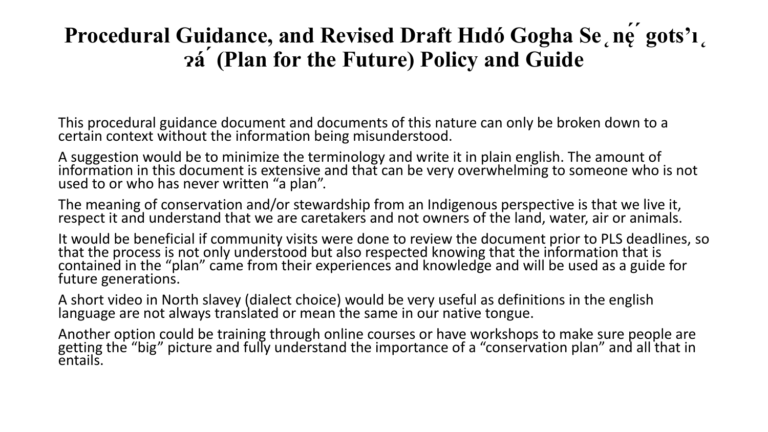# Procedural Guidance, and Revised Draft Hıdó Gogha Sęnę́ gots'ı̨ ʔá (Plan for the Future) Policy and Guide

This procedural guidance document and documents of this nature can only be broken down to a certain context without the information being misunderstood.

A suggestion would be to minimize the terminology and write it in plain english. The amount of information in this document is extensive and that can be very overwhelming to someone who is not used to or who has never written "a plan".

The meaning of conservation and/or stewardship from an Indigenous perspective is that we live it, respect it and understand that we are caretakers and not owners of the land, water, air or animals.

It would be beneficial if community visits were done to review the document prior to PLS deadlines, so that the process is not only understood but also respected knowing that the information that is contained in the "plan" came from their experiences and knowledge and will be used as a guide for future generations.

A short video in North slavey (dialect choice) would be very useful as definitions in the english language are not always translated or mean the same in our native tongue.

Another option could be training through online courses or have workshops to make sure people are getting the "big" picture and fully understand the importance of a "conservation plan" and all that in entails.